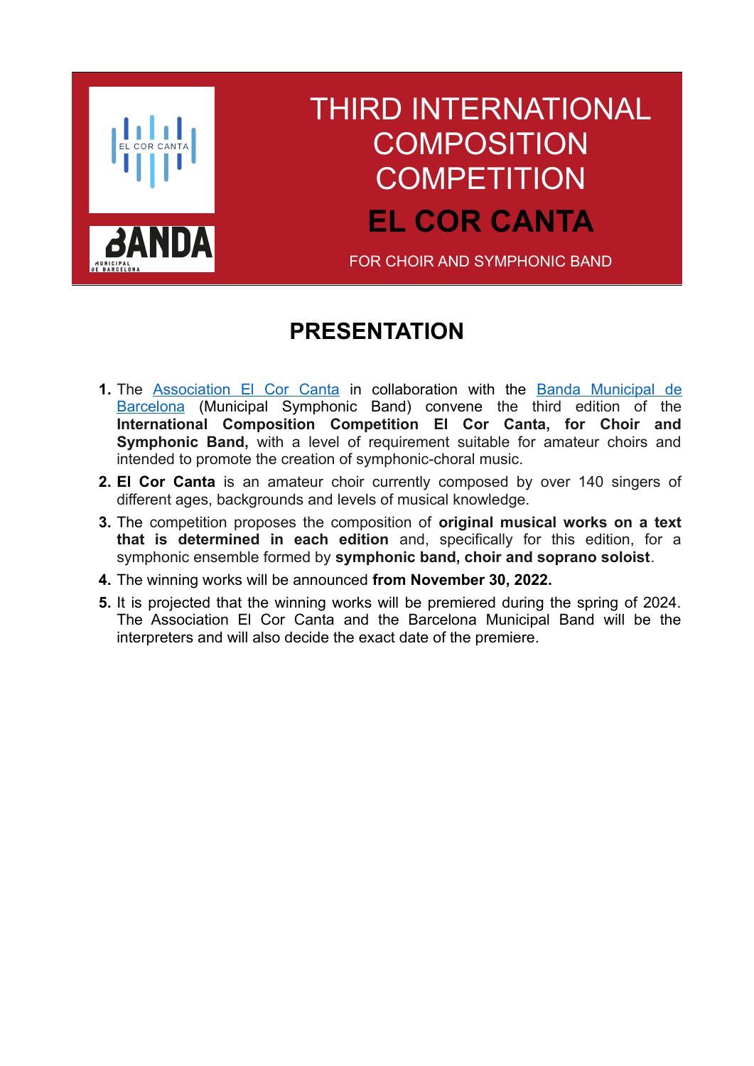# THIRD INTERNATIONAL COMPOSITION COMPETITION

# EL COR CANTA

FOR CHOIR AND SYMPHONIC BAND

## PRESENTATION

1. The Association El Cor Canta in collaboration with the Banda Municipal de Barcelona (Municipal Symphonic Band) convene the third edition of the **International Composition Competition El Cor Canta, for Choir and Symphonic Band,** with a level of requirement suitable for amateur choirs and intended to promote the creation of symphonic-choral music.
2. **El Cor Canta** is an amateur choir currently composed by over 140 singers of different ages, backgrounds and levels of musical knowledge.
3. The competition proposes the composition of **original musical works on a text that is determined in each edition** and, specifically for this edition, for a symphonic ensemble formed by **symphonic band, choir and soprano soloist**.
4. The winning works will be announced **from November 30, 2022.**
5. It is projected that the winning works will be premiered during the spring of 2024. The Association El Cor Canta and the Barcelona Municipal Band will be the interpreters and will also decide the exact date of the premiere.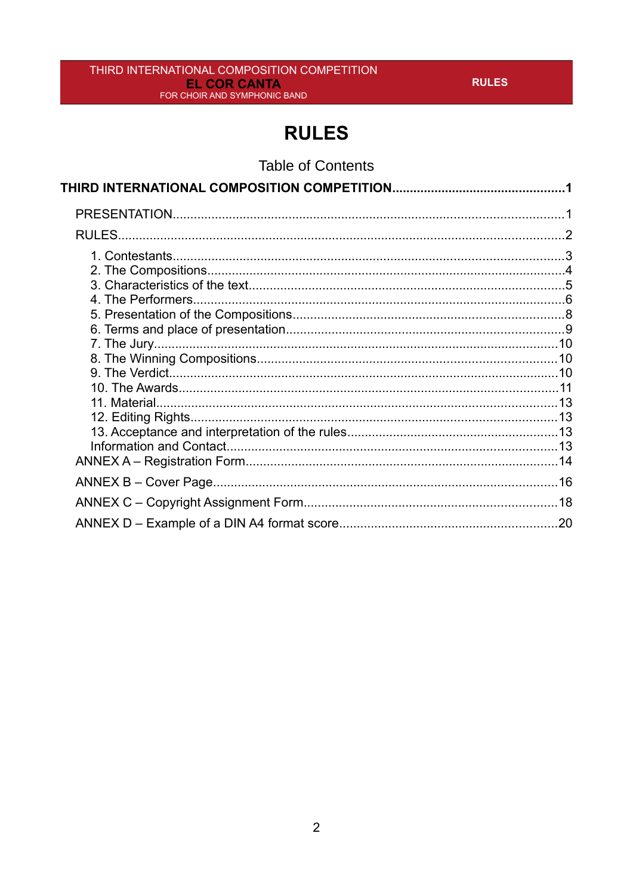# RULES

Table of Contents

**THIRD INTERNATIONAL COMPOSITION COMPETITION....................................................1**

- PRESENTATION..............................................................................................................1
- RULES.............................................................................................................................2
  - 1. Contestants..............................................................................................................3
  - 2. The Compositions.....................................................................................................4
  - 3. Characteristics of the text.........................................................................................5
  - 4. The Performers.........................................................................................................6
  - 5. Presentation of the Compositions.............................................................................8
  - 6. Terms and place of presentation...............................................................................9
  - 7. The Jury..................................................................................................................10
  - 8. The Winning Compositions.....................................................................................10
  - 9. The Verdict..............................................................................................................10
  - 10. The Awards............................................................................................................11
  - 11. Material..................................................................................................................13
  - 12. Editing Rights.........................................................................................................13
  - 13. Acceptance and interpretation of the rules............................................................13
  - Information and Contact.............................................................................................13
- ANNEX A – Registration Form........................................................................................14
- ANNEX B – Cover Page.................................................................................................16
- ANNEX C – Copyright Assignment Form.......................................................................18
- ANNEX D – Example of a DIN A4 format score.............................................................20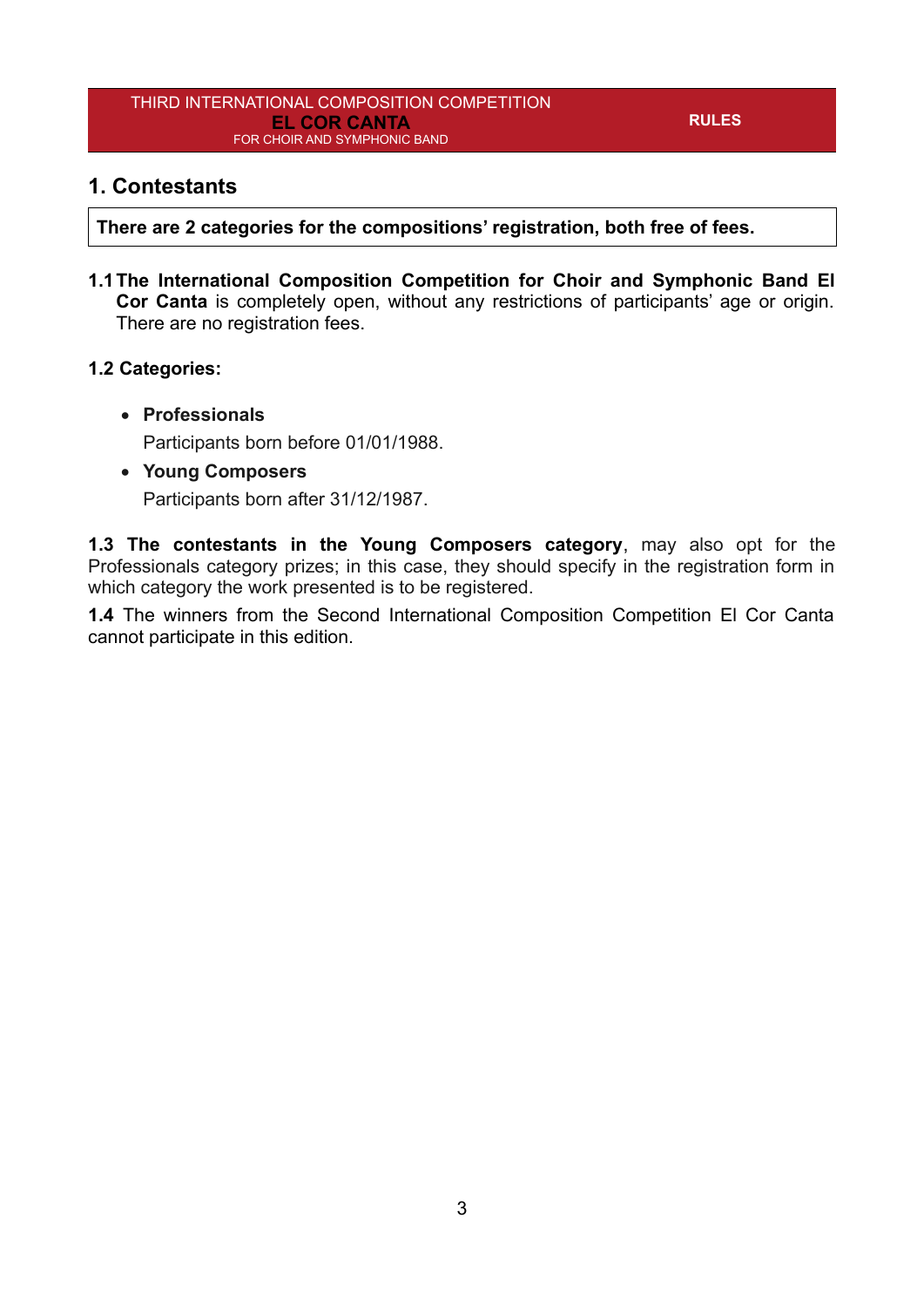## 1. Contestants

**There are 2 categories for the compositions' registration, both free of fees.**

**1.1 The International Composition Competition for Choir and Symphonic Band El Cor Canta** is completely open, without any restrictions of participants' age or origin. There are no registration fees.

**1.2 Categories:**

- **Professionals**

  Participants born before 01/01/1988.

- **Young Composers**

  Participants born after 31/12/1987.

**1.3 The contestants in the Young Composers category**, may also opt for the Professionals category prizes; in this case, they should specify in the registration form in which category the work presented is to be registered.

**1.4** The winners from the Second International Composition Competition El Cor Canta cannot participate in this edition.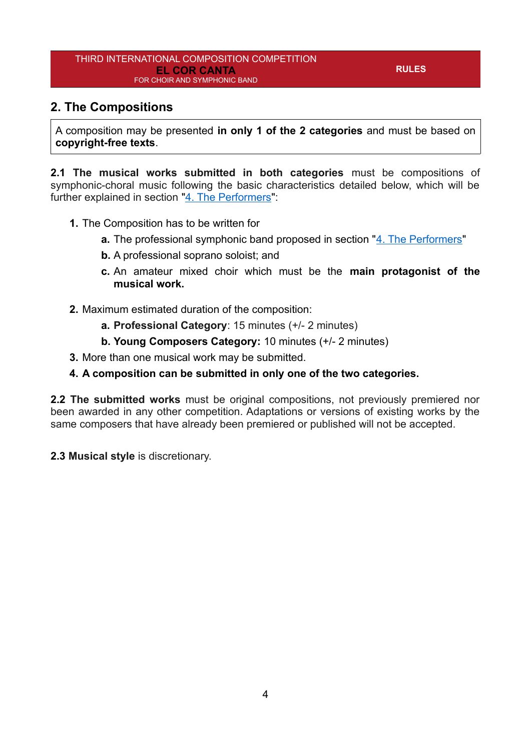## 2. The Compositions

A composition may be presented **in only 1 of the 2 categories** and must be based on **copyright-free texts**.

**2.1 The musical works submitted in both categories** must be compositions of symphonic-choral music following the basic characteristics detailed below, which will be further explained in section "4. The Performers":

1. The Composition has to be written for
   - **a.** The professional symphonic band proposed in section "4. The Performers"
   - **b.** A professional soprano soloist; and
   - **c.** An amateur mixed choir which must be the **main protagonist of the musical work.**
2. Maximum estimated duration of the composition:
   - **a. Professional Category**: 15 minutes (+/- 2 minutes)
   - **b. Young Composers Category:** 10 minutes (+/- 2 minutes)
3. More than one musical work may be submitted.
4. **A composition can be submitted in only one of the two categories.**

**2.2 The submitted works** must be original compositions, not previously premiered nor been awarded in any other competition. Adaptations or versions of existing works by the same composers that have already been premiered or published will not be accepted.

**2.3 Musical style** is discretionary.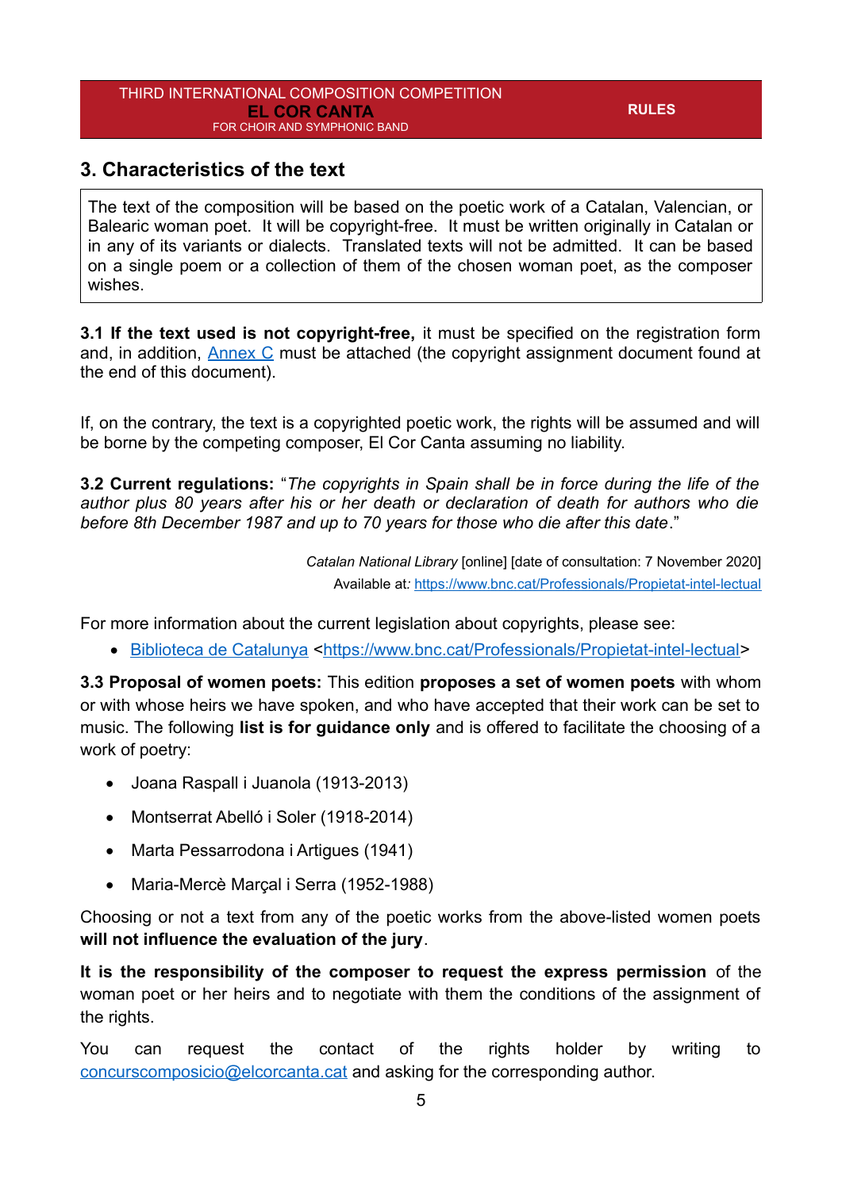## 3. Characteristics of the text

The text of the composition will be based on the poetic work of a Catalan, Valencian, or Balearic woman poet. It will be copyright-free. It must be written originally in Catalan or in any of its variants or dialects. Translated texts will not be admitted. It can be based on a single poem or a collection of them of the chosen woman poet, as the composer wishes.

**3.1 If the text used is not copyright-free,** it must be specified on the registration form and, in addition, Annex C must be attached (the copyright assignment document found at the end of this document).

If, on the contrary, the text is a copyrighted poetic work, the rights will be assumed and will be borne by the competing composer, El Cor Canta assuming no liability.

**3.2 Current regulations:** "*The copyrights in Spain shall be in force during the life of the author plus 80 years after his or her death or declaration of death for authors who die before 8th December 1987 and up to 70 years for those who die after this date*."

*Catalan National Library* [online] [date of consultation: 7 November 2020]
Available at*:* https://www.bnc.cat/Professionals/Propietat-intel-lectual

For more information about the current legislation about copyrights, please see:

- Biblioteca de Catalunya <https://www.bnc.cat/Professionals/Propietat-intel-lectual>

**3.3 Proposal of women poets:** This edition **proposes a set of women poets** with whom or with whose heirs we have spoken, and who have accepted that their work can be set to music. The following **list is for guidance only** and is offered to facilitate the choosing of a work of poetry:

- Joana Raspall i Juanola (1913-2013)
- Montserrat Abelló i Soler (1918-2014)
- Marta Pessarrodona i Artigues (1941)
- Maria-Mercè Marçal i Serra (1952-1988)

Choosing or not a text from any of the poetic works from the above-listed women poets **will not influence the evaluation of the jury**.

**It is the responsibility of the composer to request the express permission** of the woman poet or her heirs and to negotiate with them the conditions of the assignment of the rights.

You can request the contact of the rights holder by writing to concurscomposicio@elcorcanta.cat and asking for the corresponding author.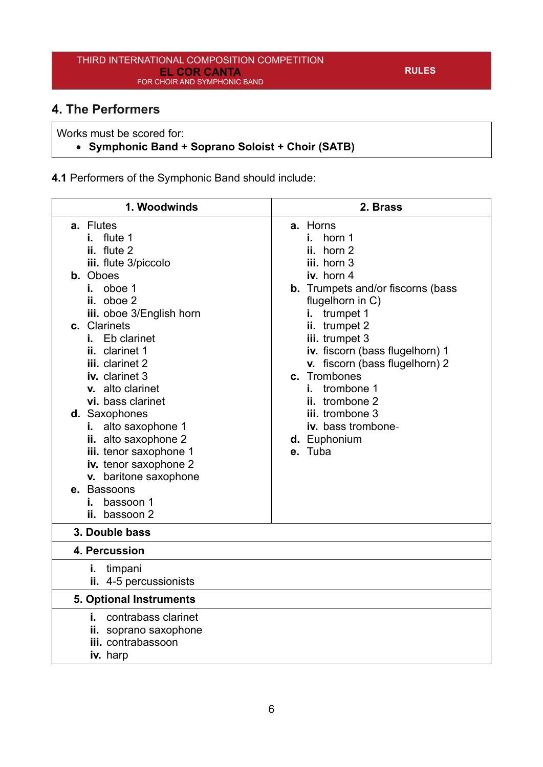## 4. The Performers

Works must be scored for:

- **Symphonic Band + Soprano Soloist + Choir (SATB)**

**4.1** Performers of the Symphonic Band should include:

| 1. Woodwinds | 2. Brass |
|---|---|
| **a.** Flutes<br>**i.** flute 1<br>**ii.** flute 2<br>**iii.** flute 3/piccolo<br>**b.** Oboes<br>**i.** oboe 1<br>**ii.** oboe 2<br>**iii.** oboe 3/English horn<br>**c.** Clarinets<br>**i.** Eb clarinet<br>**ii.** clarinet 1<br>**iii.** clarinet 2<br>**iv.** clarinet 3<br>**v.** alto clarinet<br>**vi.** bass clarinet<br>**d.** Saxophones<br>**i.** alto saxophone 1<br>**ii.** alto saxophone 2<br>**iii.** tenor saxophone 1<br>**iv.** tenor saxophone 2<br>**v.** baritone saxophone<br>**e.** Bassoons<br>**i.** bassoon 1<br>**ii.** bassoon 2 | **a.** Horns<br>**i.** horn 1<br>**ii.** horn 2<br>**iii.** horn 3<br>**iv.** horn 4<br>**b.** Trumpets and/or fiscorns (bass flugelhorn in C)<br>**i.** trumpet 1<br>**ii.** trumpet 2<br>**iii.** trumpet 3<br>**iv.** fiscorn (bass flugelhorn) 1<br>**v.** fiscorn (bass flugelhorn) 2<br>**c.** Trombones<br>**i.** trombone 1<br>**ii.** trombone 2<br>**iii.** trombone 3<br>**iv.** bass trombone<br>**d.** Euphonium<br>**e.** Tuba |
| **3. Double bass** | |
| **4. Percussion** | |
| **i.** timpani<br>**ii.** 4-5 percussionists | |
| **5. Optional Instruments** | |
| **i.** contrabass clarinet<br>**ii.** soprano saxophone<br>**iii.** contrabassoon<br>**iv.** harp | |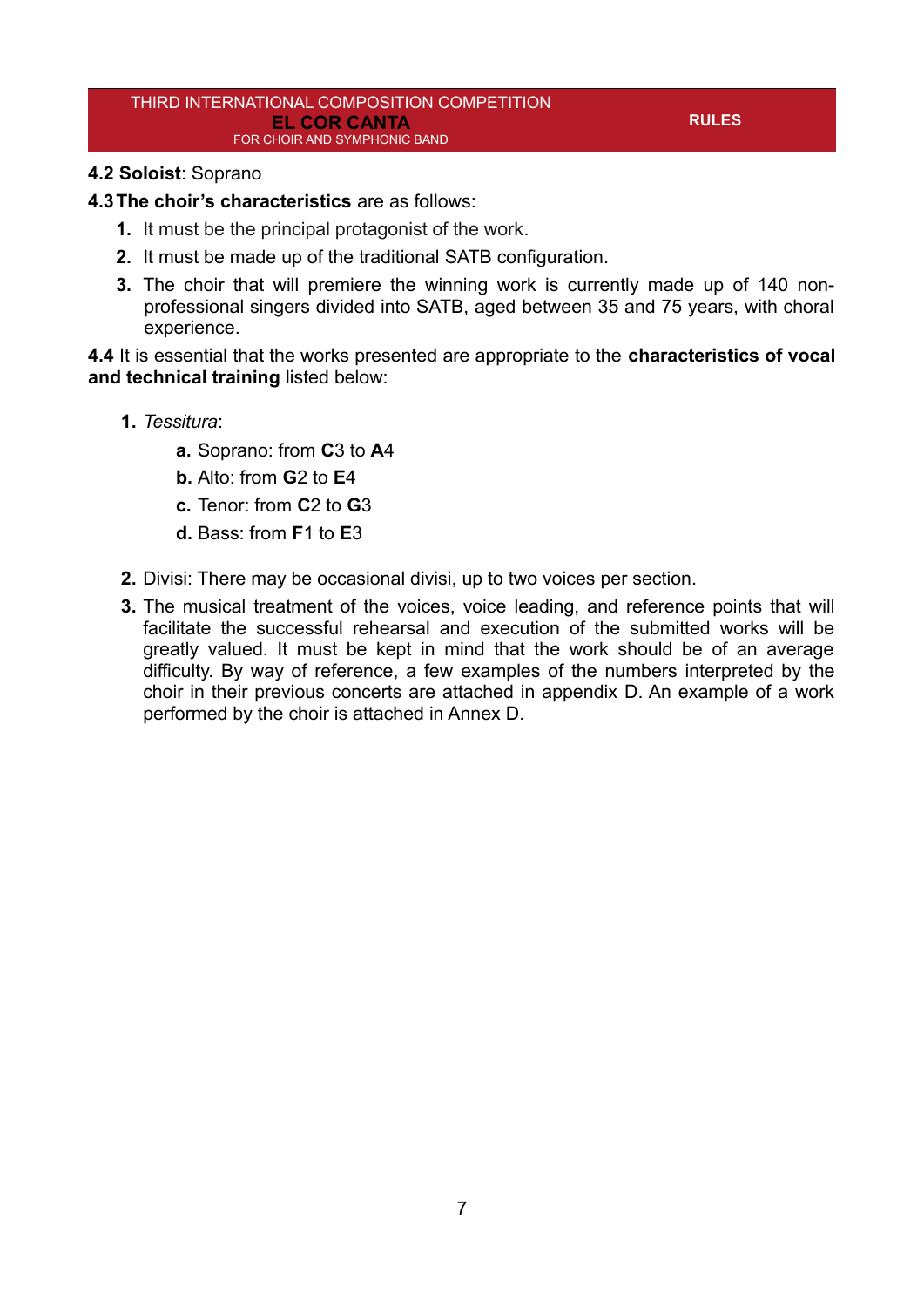**4.2 Soloist**: Soprano

**4.3 The choir's characteristics** are as follows:

1. It must be the principal protagonist of the work.
2. It must be made up of the traditional SATB configuration.
3. The choir that will premiere the winning work is currently made up of 140 non-professional singers divided into SATB, aged between 35 and 75 years, with choral experience.

**4.4** It is essential that the works presented are appropriate to the **characteristics of vocal and technical training** listed below:

1. *Tessitura*:
   - **a.** Soprano: from **C**3 to **A**4
   - **b.** Alto: from **G**2 to **E**4
   - **c.** Tenor: from **C**2 to **G**3
   - **d.** Bass: from **F**1 to **E**3
2. Divisi: There may be occasional divisi, up to two voices per section.
3. The musical treatment of the voices, voice leading, and reference points that will facilitate the successful rehearsal and execution of the submitted works will be greatly valued. It must be kept in mind that the work should be of an average difficulty. By way of reference, a few examples of the numbers interpreted by the choir in their previous concerts are attached in appendix D. An example of a work performed by the choir is attached in Annex D.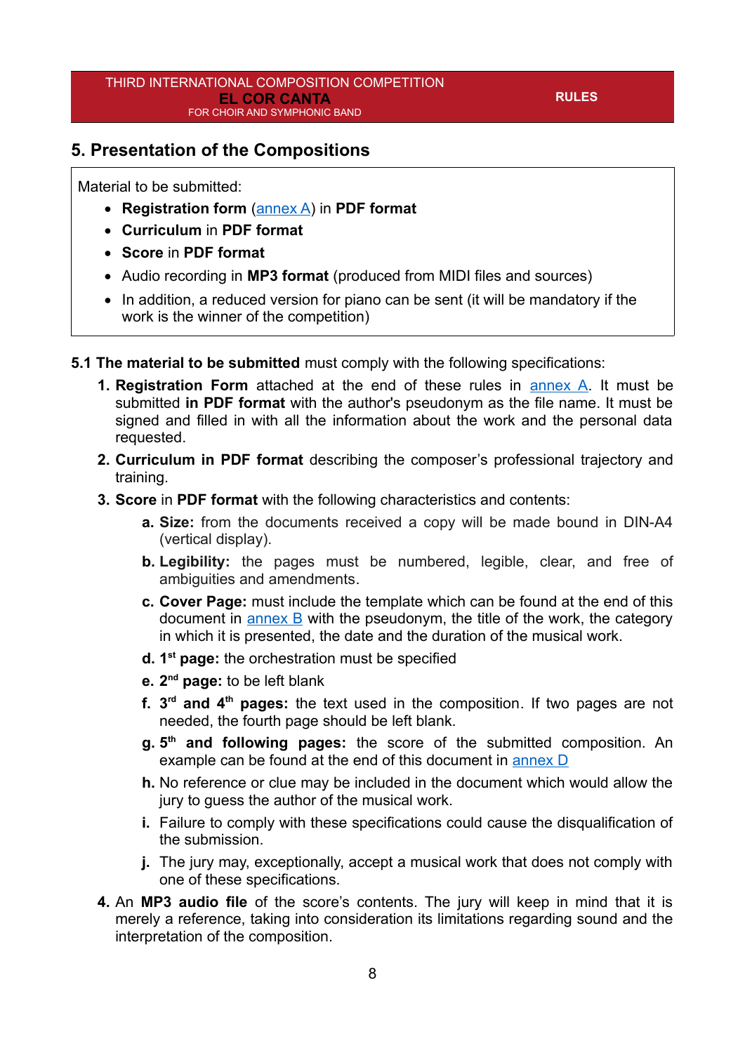## 5. Presentation of the Compositions

Material to be submitted:

- **Registration form** (annex A) in **PDF format**
- **Curriculum** in **PDF format**
- **Score** in **PDF format**
- Audio recording in **MP3 format** (produced from MIDI files and sources)
- In addition, a reduced version for piano can be sent (it will be mandatory if the work is the winner of the competition)

**5.1 The material to be submitted** must comply with the following specifications:

1. **Registration Form** attached at the end of these rules in annex A. It must be submitted **in PDF format** with the author's pseudonym as the file name. It must be signed and filled in with all the information about the work and the personal data requested.
2. **Curriculum in PDF format** describing the composer's professional trajectory and training.
3. **Score** in **PDF format** with the following characteristics and contents:
   a. **Size:** from the documents received a copy will be made bound in DIN-A4 (vertical display).
   b. **Legibility:** the pages must be numbered, legible, clear, and free of ambiguities and amendments.
   c. **Cover Page:** must include the template which can be found at the end of this document in annex B with the pseudonym, the title of the work, the category in which it is presented, the date and the duration of the musical work.
   d. **1st page:** the orchestration must be specified
   e. **2nd page:** to be left blank
   f. **3rd and 4th pages:** the text used in the composition. If two pages are not needed, the fourth page should be left blank.
   g. **5th and following pages:** the score of the submitted composition. An example can be found at the end of this document in annex D
   h. No reference or clue may be included in the document which would allow the jury to guess the author of the musical work.
   i. Failure to comply with these specifications could cause the disqualification of the submission.
   j. The jury may, exceptionally, accept a musical work that does not comply with one of these specifications.
4. An **MP3 audio file** of the score's contents. The jury will keep in mind that it is merely a reference, taking into consideration its limitations regarding sound and the interpretation of the composition.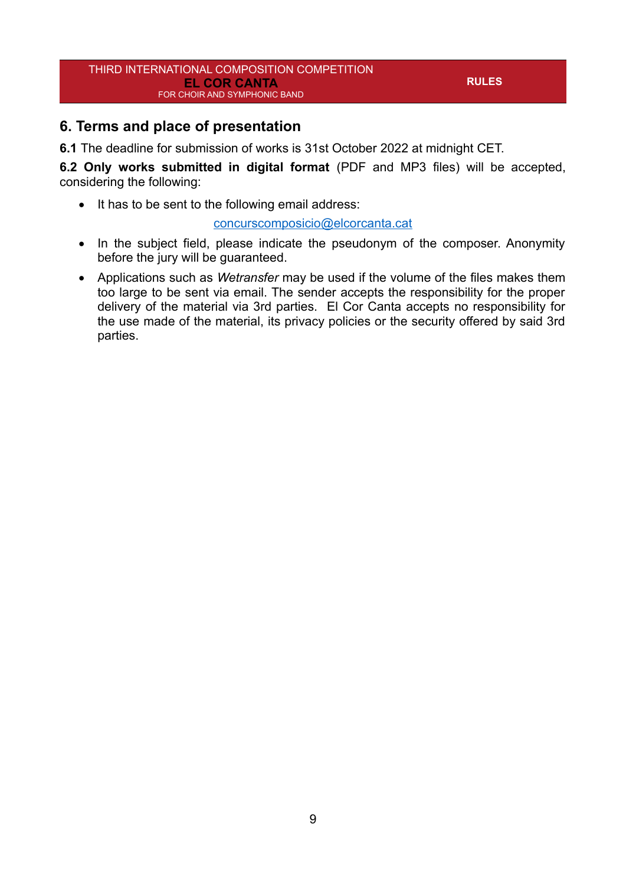## 6. Terms and place of presentation

**6.1** The deadline for submission of works is 31st October 2022 at midnight CET.

**6.2 Only works submitted in digital format** (PDF and MP3 files) will be accepted, considering the following:

- It has to be sent to the following email address:

  concurscomposicio@elcorcanta.cat

- In the subject field, please indicate the pseudonym of the composer. Anonymity before the jury will be guaranteed.
- Applications such as *Wetransfer* may be used if the volume of the files makes them too large to be sent via email. The sender accepts the responsibility for the proper delivery of the material via 3rd parties. El Cor Canta accepts no responsibility for the use made of the material, its privacy policies or the security offered by said 3rd parties.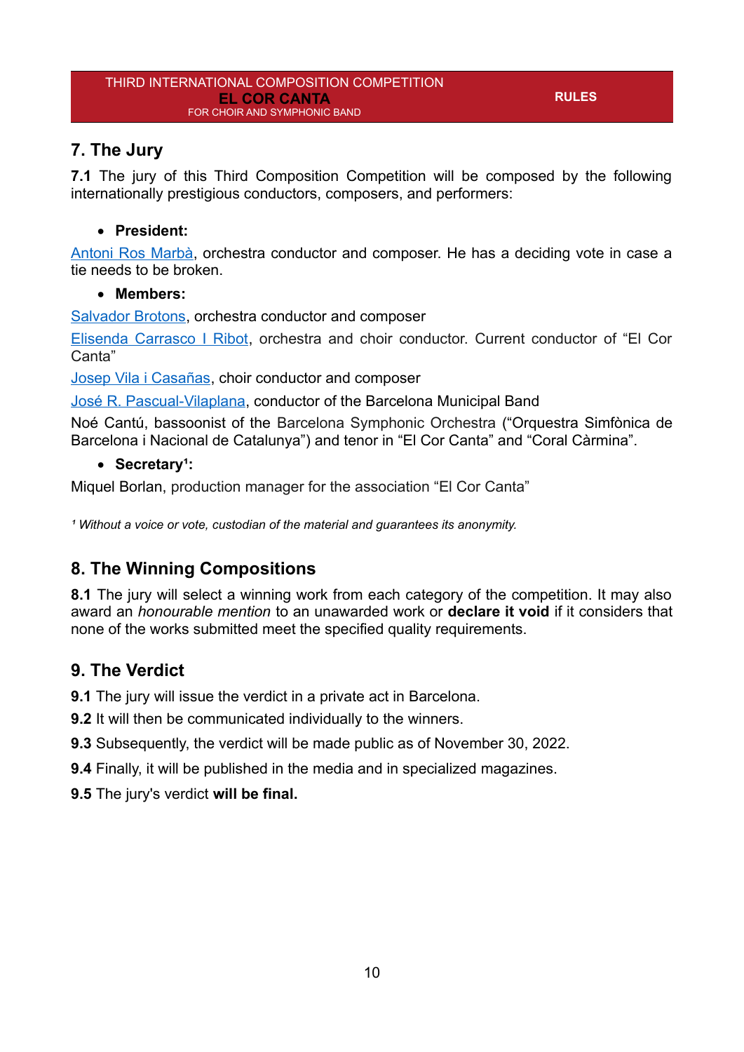## 7. The Jury

**7.1** The jury of this Third Composition Competition will be composed by the following internationally prestigious conductors, composers, and performers:

- **President:**

Antoni Ros Marbà, orchestra conductor and composer. He has a deciding vote in case a tie needs to be broken.

- **Members:**

Salvador Brotons, orchestra conductor and composer

Elisenda Carrasco I Ribot, orchestra and choir conductor. Current conductor of "El Cor Canta"

Josep Vila i Casañas, choir conductor and composer

José R. Pascual-Vilaplana, conductor of the Barcelona Municipal Band

Noé Cantú, bassoonist of the Barcelona Symphonic Orchestra ("Orquestra Simfònica de Barcelona i Nacional de Catalunya") and tenor in "El Cor Canta" and "Coral Càrmina".

- **Secretary[1]:**

Miquel Borlan, production manager for the association "El Cor Canta"

[1] *Without a voice or vote, custodian of the material and guarantees its anonymity.*

## 8. The Winning Compositions

**8.1** The jury will select a winning work from each category of the competition. It may also award an *honourable mention* to an unawarded work or **declare it void** if it considers that none of the works submitted meet the specified quality requirements.

## 9. The Verdict

**9.1** The jury will issue the verdict in a private act in Barcelona.

**9.2** It will then be communicated individually to the winners.

**9.3** Subsequently, the verdict will be made public as of November 30, 2022.

**9.4** Finally, it will be published in the media and in specialized magazines.

**9.5** The jury's verdict **will be final.**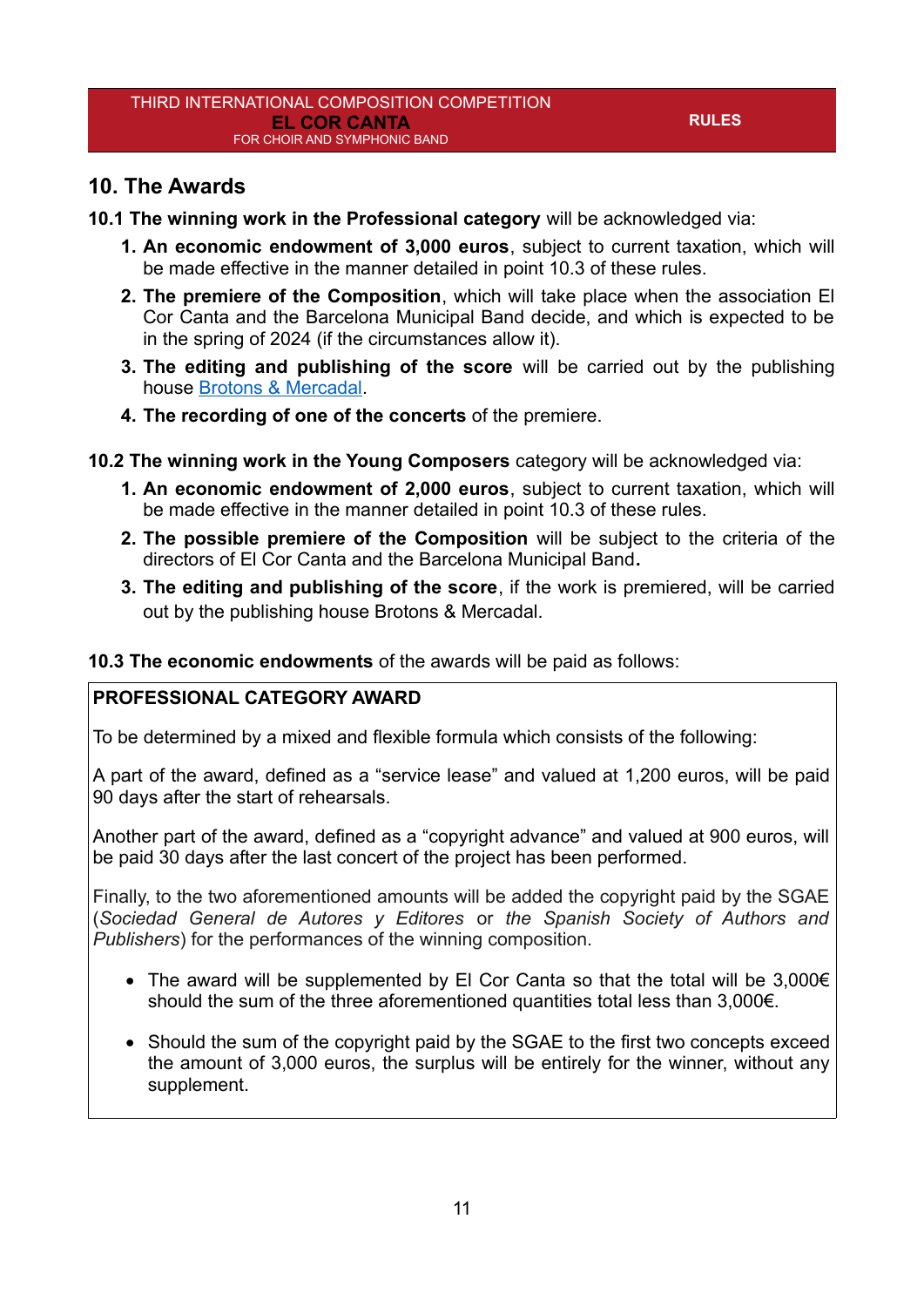## 10. The Awards

**10.1 The winning work in the Professional category** will be acknowledged via:

1. **An economic endowment of 3,000 euros**, subject to current taxation, which will be made effective in the manner detailed in point 10.3 of these rules.
2. **The premiere of the Composition**, which will take place when the association El Cor Canta and the Barcelona Municipal Band decide, and which is expected to be in the spring of 2024 (if the circumstances allow it).
3. **The editing and publishing of the score** will be carried out by the publishing house Brotons & Mercadal.
4. **The recording of one of the concerts** of the premiere.

**10.2 The winning work in the Young Composers** category will be acknowledged via:

1. **An economic endowment of 2,000 euros**, subject to current taxation, which will be made effective in the manner detailed in point 10.3 of these rules.
2. **The possible premiere of the Composition** will be subject to the criteria of the directors of El Cor Canta and the Barcelona Municipal Band**.**
3. **The editing and publishing of the score**, if the work is premiered, will be carried out by the publishing house Brotons & Mercadal.

**10.3 The economic endowments** of the awards will be paid as follows:

**PROFESSIONAL CATEGORY AWARD**

To be determined by a mixed and flexible formula which consists of the following:

A part of the award, defined as a "service lease" and valued at 1,200 euros, will be paid 90 days after the start of rehearsals.

Another part of the award, defined as a "copyright advance" and valued at 900 euros, will be paid 30 days after the last concert of the project has been performed.

Finally, to the two aforementioned amounts will be added the copyright paid by the SGAE (*Sociedad General de Autores y Editores* or *the Spanish Society of Authors and Publishers*) for the performances of the winning composition.

- The award will be supplemented by El Cor Canta so that the total will be 3,000€ should the sum of the three aforementioned quantities total less than 3,000€.
- Should the sum of the copyright paid by the SGAE to the first two concepts exceed the amount of 3,000 euros, the surplus will be entirely for the winner, without any supplement.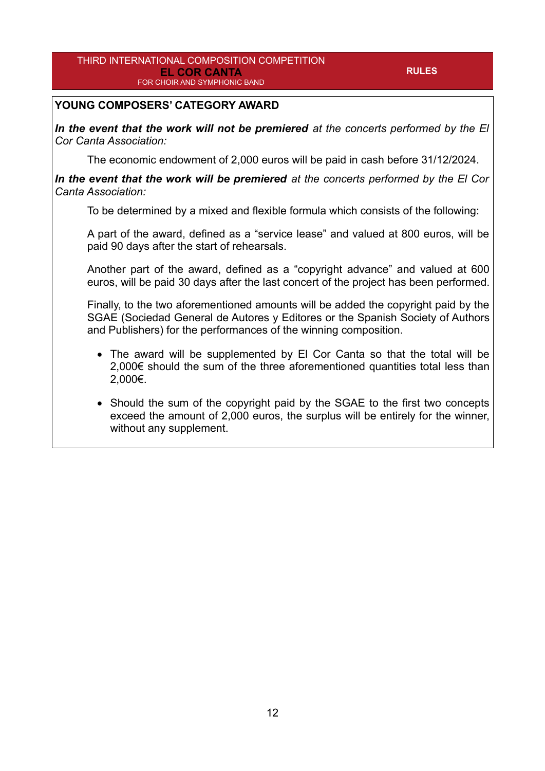## YOUNG COMPOSERS' CATEGORY AWARD

***In the event that the work will not be premiered*** *at the concerts performed by the El Cor Canta Association:*

The economic endowment of 2,000 euros will be paid in cash before 31/12/2024.

***In the event that the work will be premiered*** *at the concerts performed by the El Cor Canta Association:*

To be determined by a mixed and flexible formula which consists of the following:

A part of the award, defined as a "service lease" and valued at 800 euros, will be paid 90 days after the start of rehearsals.

Another part of the award, defined as a "copyright advance" and valued at 600 euros, will be paid 30 days after the last concert of the project has been performed.

Finally, to the two aforementioned amounts will be added the copyright paid by the SGAE (Sociedad General de Autores y Editores or the Spanish Society of Authors and Publishers) for the performances of the winning composition.

- The award will be supplemented by El Cor Canta so that the total will be 2,000€ should the sum of the three aforementioned quantities total less than 2,000€.
- Should the sum of the copyright paid by the SGAE to the first two concepts exceed the amount of 2,000 euros, the surplus will be entirely for the winner, without any supplement.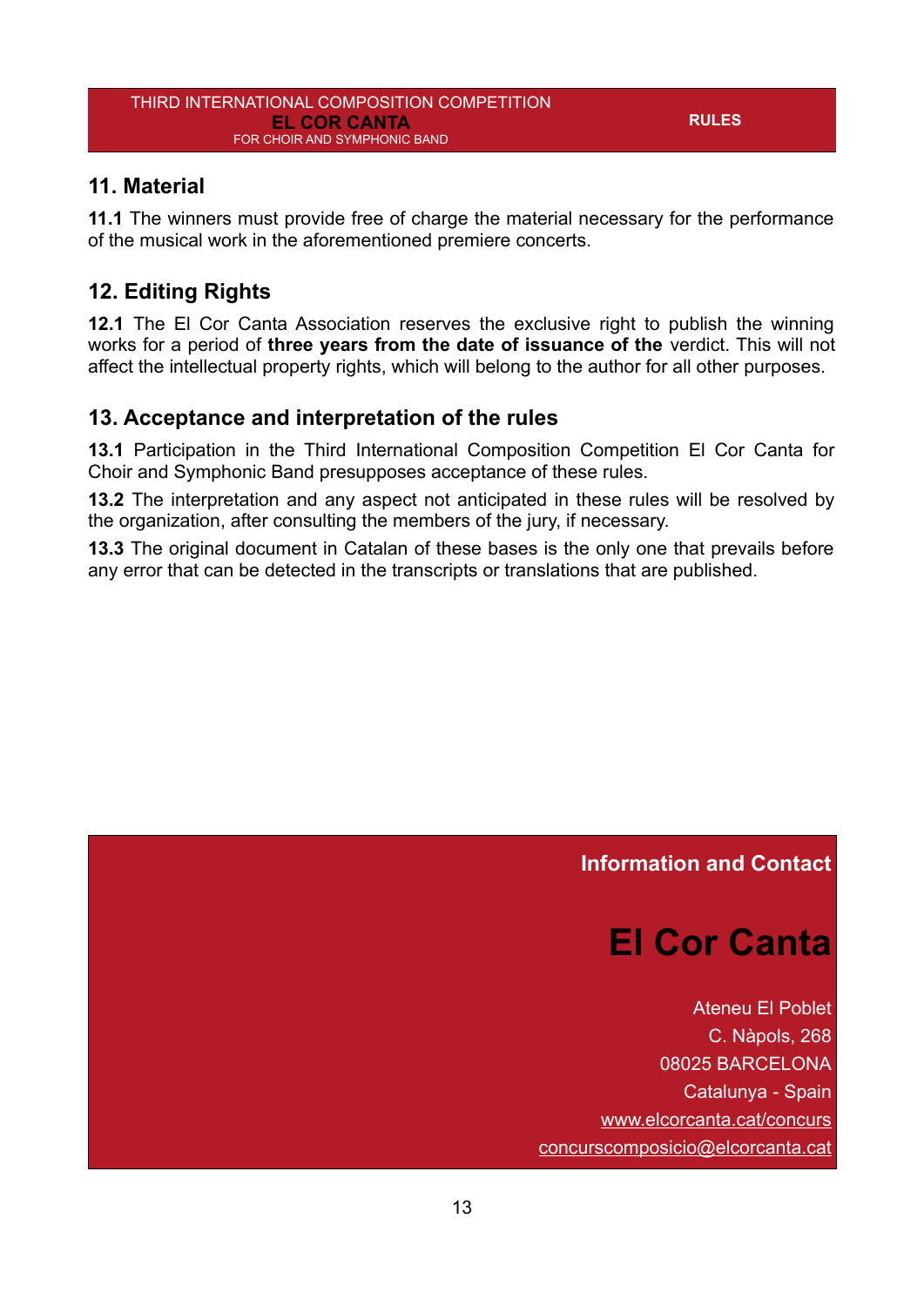## 11. Material

**11.1** The winners must provide free of charge the material necessary for the performance of the musical work in the aforementioned premiere concerts.

## 12. Editing Rights

**12.1** The El Cor Canta Association reserves the exclusive right to publish the winning works for a period of **three years from the date of issuance of the** verdict. This will not affect the intellectual property rights, which will belong to the author for all other purposes.

## 13. Acceptance and interpretation of the rules

**13.1** Participation in the Third International Composition Competition El Cor Canta for Choir and Symphonic Band presupposes acceptance of these rules.

**13.2** The interpretation and any aspect not anticipated in these rules will be resolved by the organization, after consulting the members of the jury, if necessary.

**13.3** The original document in Catalan of these bases is the only one that prevails before any error that can be detected in the transcripts or translations that are published.

**Information and Contact**

# El Cor Canta

Ateneu El Poblet
C. Nàpols, 268
08025 BARCELONA
Catalunya - Spain
www.elcorcanta.cat/concurs
concurscomposicio@elcorcanta.cat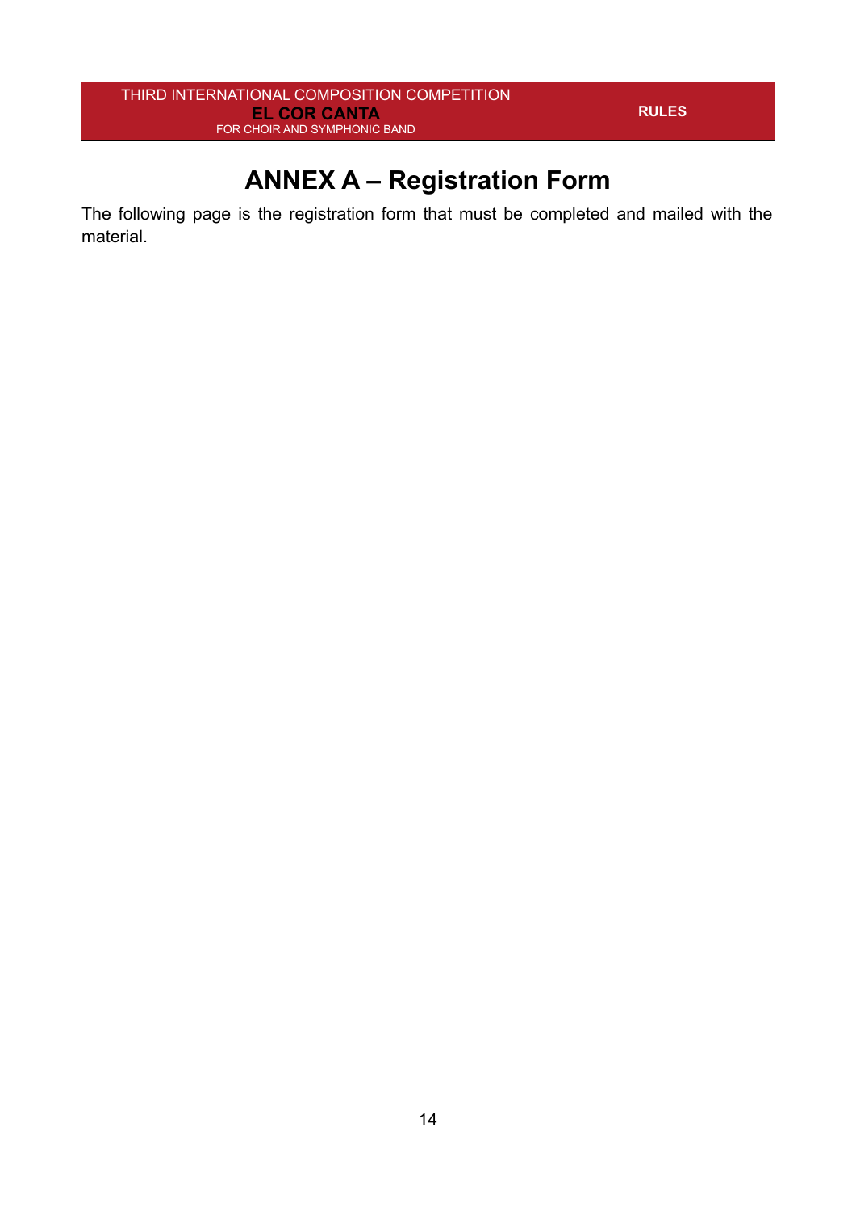# ANNEX A – Registration Form

The following page is the registration form that must be completed and mailed with the material.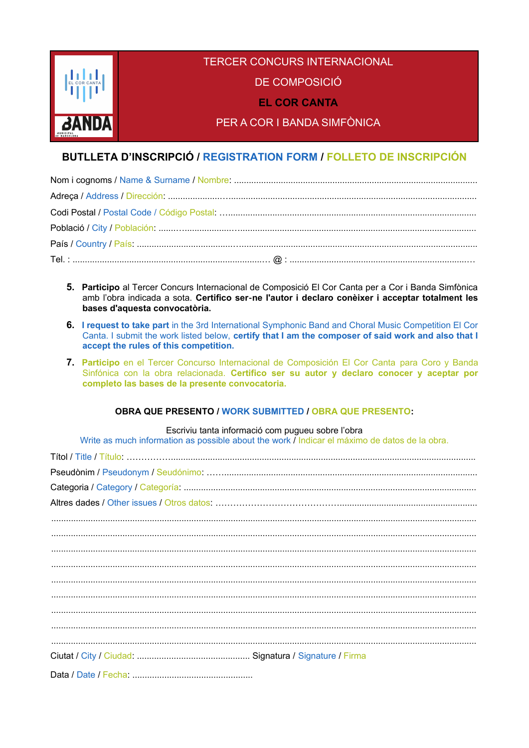TERCER CONCURS INTERNACIONAL

DE COMPOSICIÓ

**EL COR CANTA**

PER A COR I BANDA SIMFÒNICA

## BUTLLETA D'INSCRIPCIÓ / REGISTRATION FORM / FOLLETO DE INSCRIPCIÓN

Nom i cognoms / Name & Surname / Nombre: ...............................................................................................

Adreça / Address / Dirección: ..............................................................................................................

Codi Postal / Postal Code / Código Postal: ...........................................................................................

Població / City / Población: ...............................................................................................................

País / Country / País: ........................................................................................................................

Tel. : ............................................................................... @ : ..........................................................

5. **Participo** al Tercer Concurs Internacional de Composició El Cor Canta per a Cor i Banda Simfònica amb l'obra indicada a sota. **Certifico ser-ne l'autor i declaro conèixer i acceptar totalment les bases d'aquesta convocatòria.**
6. **I request to take part** in the 3rd International Symphonic Band and Choral Music Competition El Cor Canta. I submit the work listed below, **certify that I am the composer of said work and also that I accept the rules of this competition.**
7. **Participo** en el Tercer Concurso Internacional de Composición El Cor Canta para Coro y Banda Sinfónica con la obra relacionada. **Certifico ser su autor y declaro conocer y aceptar por completo las bases de la presente convocatoria.**

**OBRA QUE PRESENTO / WORK SUBMITTED / OBRA QUE PRESENTO:**

Escriviu tanta informació com pugueu sobre l'obra
Write as much information as possible about the work / Indicar el máximo de datos de la obra.

Títol / Title / Título: ..............................................................................................................

Pseudònim / Pseudonym / Seudónimo: .................................................................................................

Categoria / Category / Categoría: .......................................................................................................

Altres dades / Other issues / Otros datos: ............................................................................................

..............................................................................................................................................

..............................................................................................................................................

..............................................................................................................................................

..............................................................................................................................................

..............................................................................................................................................

..............................................................................................................................................

..............................................................................................................................................

..............................................................................................................................................

..............................................................................................................................................

Ciutat / City / Ciudad: .............................................. Signatura / Signature / Firma

Data / Date / Fecha: .................................................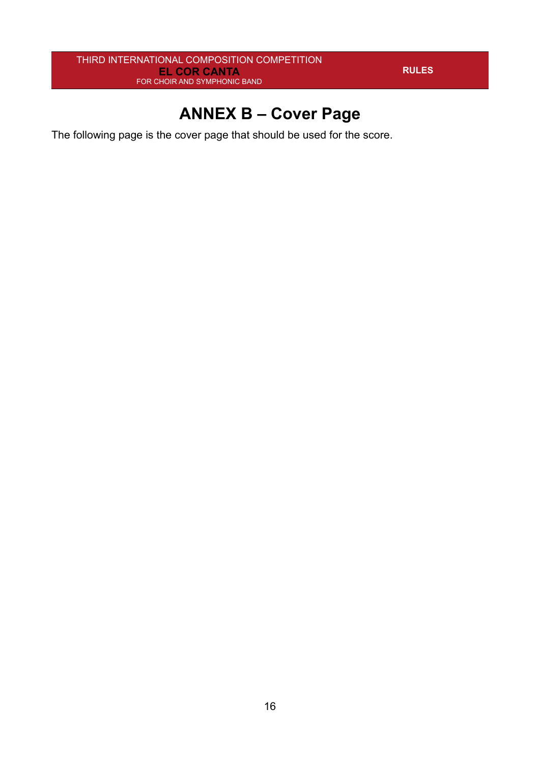# ANNEX B – Cover Page

The following page is the cover page that should be used for the score.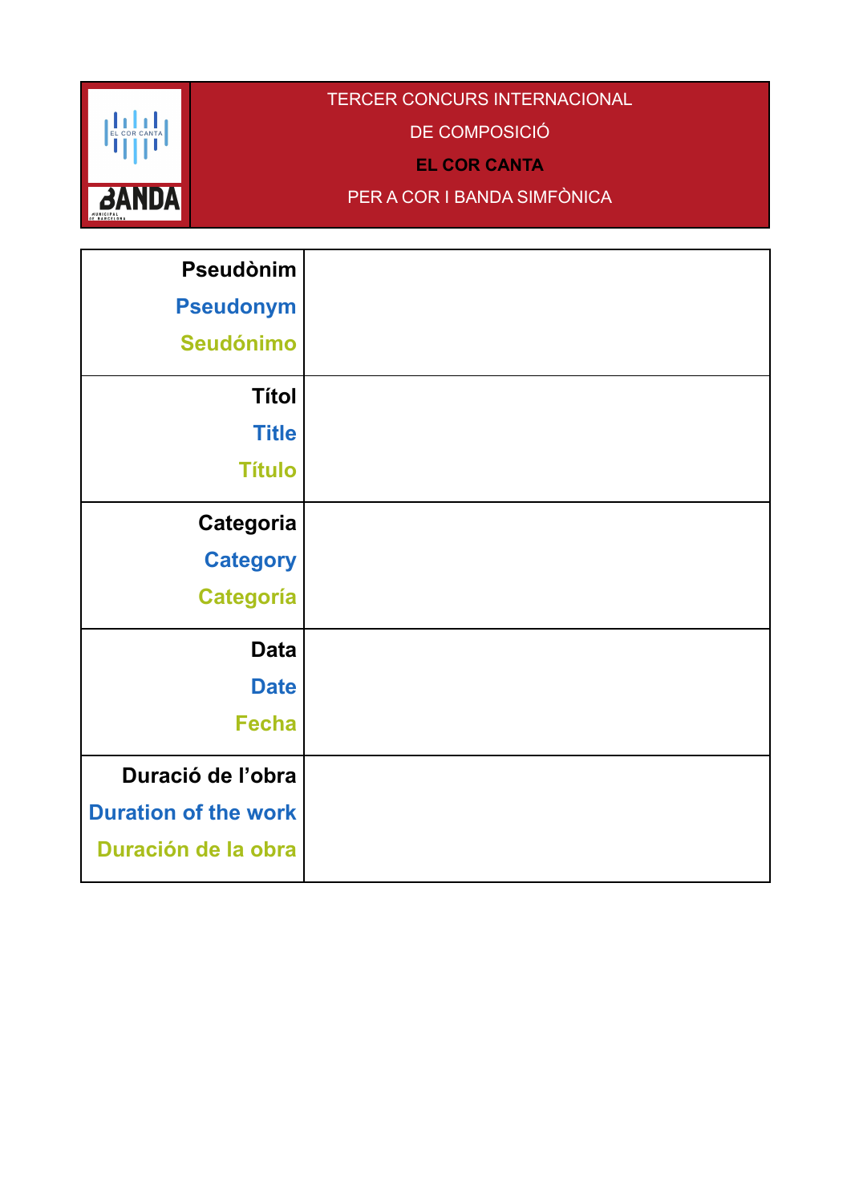TERCER CONCURS INTERNACIONAL

DE COMPOSICIÓ

**EL COR CANTA**

PER A COR I BANDA SIMFÒNICA

| | |
|---|---|
| **Pseudònim**<br>**Pseudonym**<br>**Seudónimo** | |
| **Títol**<br>**Title**<br>**Título** | |
| **Categoria**<br>**Category**<br>**Categoría** | |
| **Data**<br>**Date**<br>**Fecha** | |
| **Duració de l'obra**<br>**Duration of the work**<br>**Duración de la obra** | |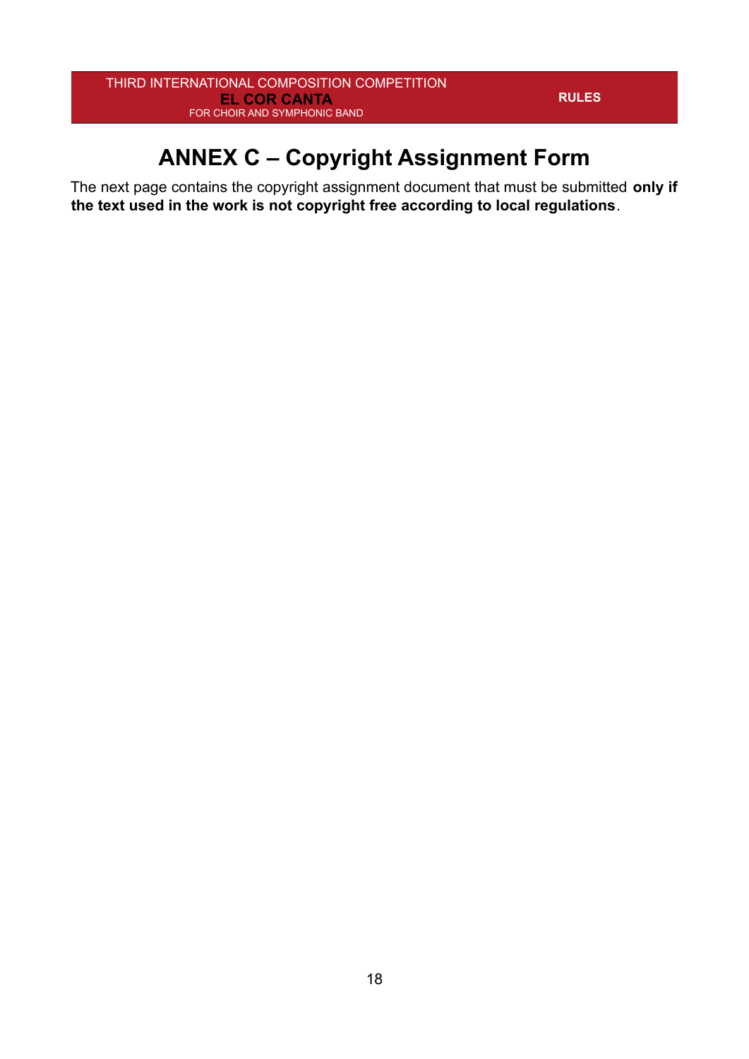# ANNEX C – Copyright Assignment Form

The next page contains the copyright assignment document that must be submitted **only if the text used in the work is not copyright free according to local regulations**.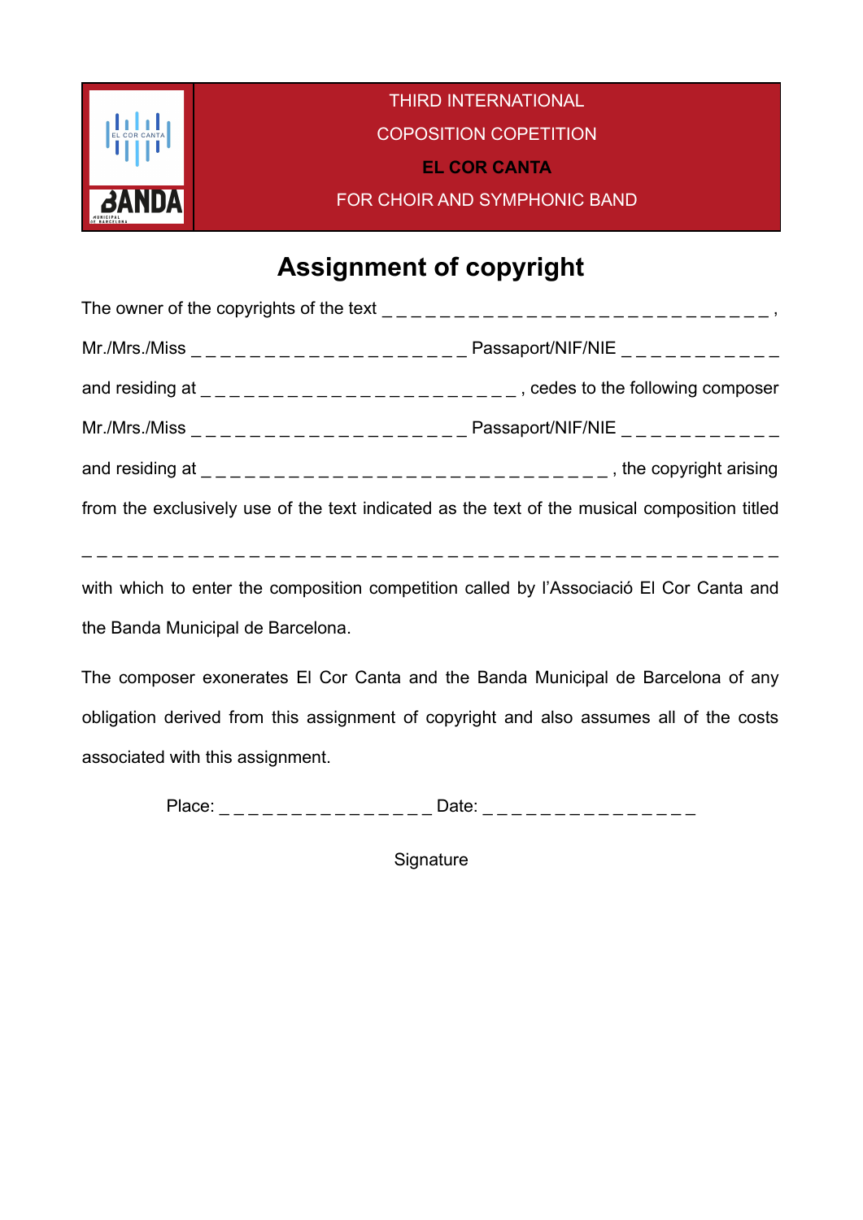THIRD INTERNATIONAL

COPOSITION COPETITION

**EL COR CANTA**

FOR CHOIR AND SYMPHONIC BAND

# Assignment of copyright

The owner of the copyrights of the text _ _ _ _ _ _ _ _ _ _ _ _ _ _ _ _ _ _ _ _ _ _ _ _ _ _ _ _ ,

Mr./Mrs./Miss _ _ _ _ _ _ _ _ _ _ _ _ _ _ _ _ _ _ _ _ Passaport/NIF/NIE _ _ _ _ _ _ _ _ _ _ _

and residing at _ _ _ _ _ _ _ _ _ _ _ _ _ _ _ _ _ _ _ _ _ _ _ , cedes to the following composer

Mr./Mrs./Miss _ _ _ _ _ _ _ _ _ _ _ _ _ _ _ _ _ _ _ _ Passaport/NIF/NIE _ _ _ _ _ _ _ _ _ _ _

and residing at _ _ _ _ _ _ _ _ _ _ _ _ _ _ _ _ _ _ _ _ _ _ _ _ _ _ _ _ _ _ , the copyright arising

from the exclusively use of the text indicated as the text of the musical composition titled

_ _ _ _ _ _ _ _ _ _ _ _ _ _ _ _ _ _ _ _ _ _ _ _ _ _ _ _ _ _ _ _ _ _ _ _ _ _ _ _ _ _ _ _ _ _ _ _ _ _ _ _

with which to enter the composition competition called by l'Associació El Cor Canta and the Banda Municipal de Barcelona.

The composer exonerates El Cor Canta and the Banda Municipal de Barcelona of any obligation derived from this assignment of copyright and also assumes all of the costs associated with this assignment.

Place: _ _ _ _ _ _ _ _ _ _ _ _ _ _ _ Date: _ _ _ _ _ _ _ _ _ _ _ _ _ _ _

Signature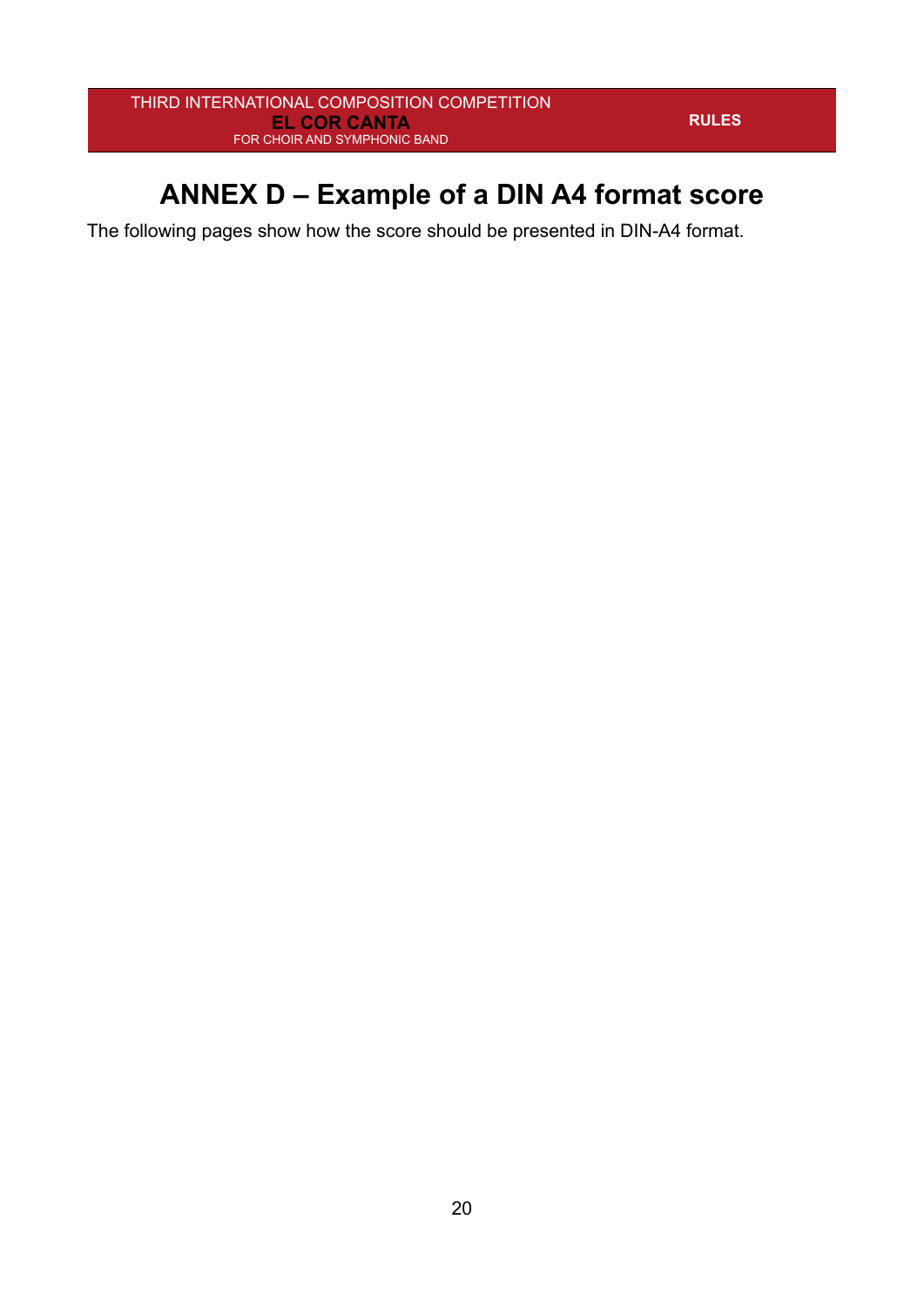# ANNEX D – Example of a DIN A4 format score

The following pages show how the score should be presented in DIN-A4 format.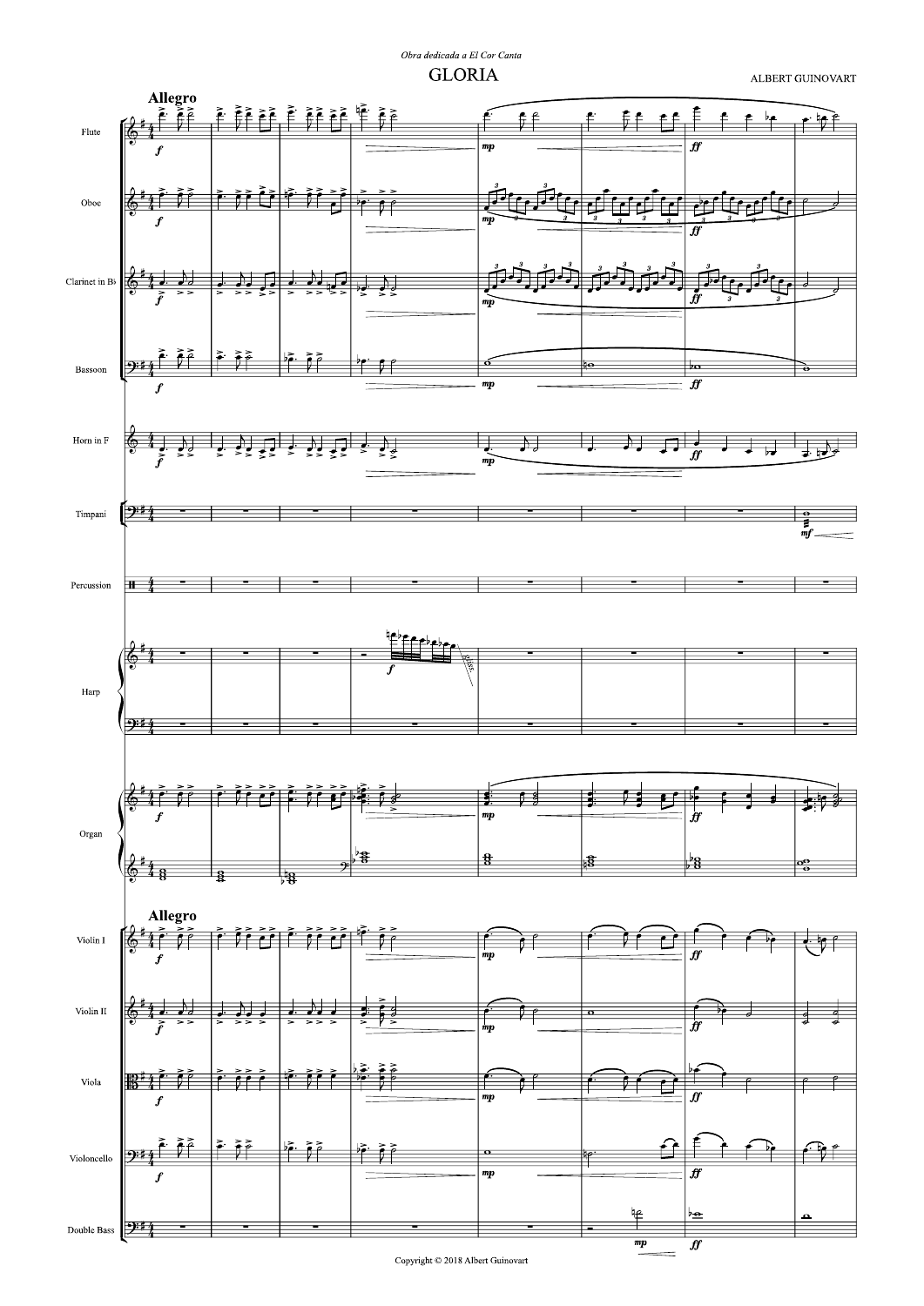*Obra dedicada a El Cor Canta*

# GLORIA

ALBERT GUINOVART

**Allegro**

Flute

Oboe

Clarinet in B♭

Bassoon

Horn in F

Timpani

Percussion

Harp

Organ

**Allegro**

Violin I

Violin II

Viola

Violoncello

Double Bass

Copyright © 2018 Albert Guinovart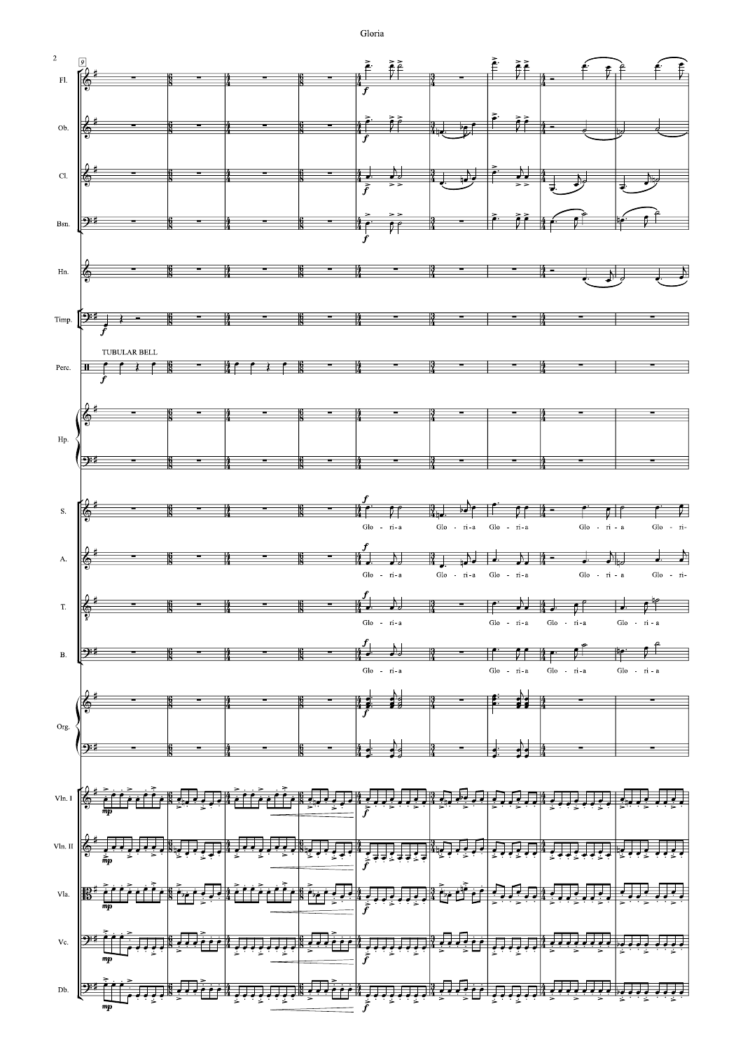Fl.

Ob.

Cl.

Bsn.

Hn.

Timp.

TUBULAR BELL

Perc.

Hp.

S. Glo - ri-a Glo - ri-a Glo - ri-a Glo - ri - a Glo - ri-

A. Glo - ri-a Glo - ri-a Glo - ri-a Glo - ri - a Glo - ri-

T. Glo - ri-a Glo - ri-a Glo - ri-a Glo - ri - a

B. Glo - ri-a Glo - ri-a Glo - ri-a Glo - ri - a

Org.

Vln. I

Vln. II

Vla.

Vc.

Db.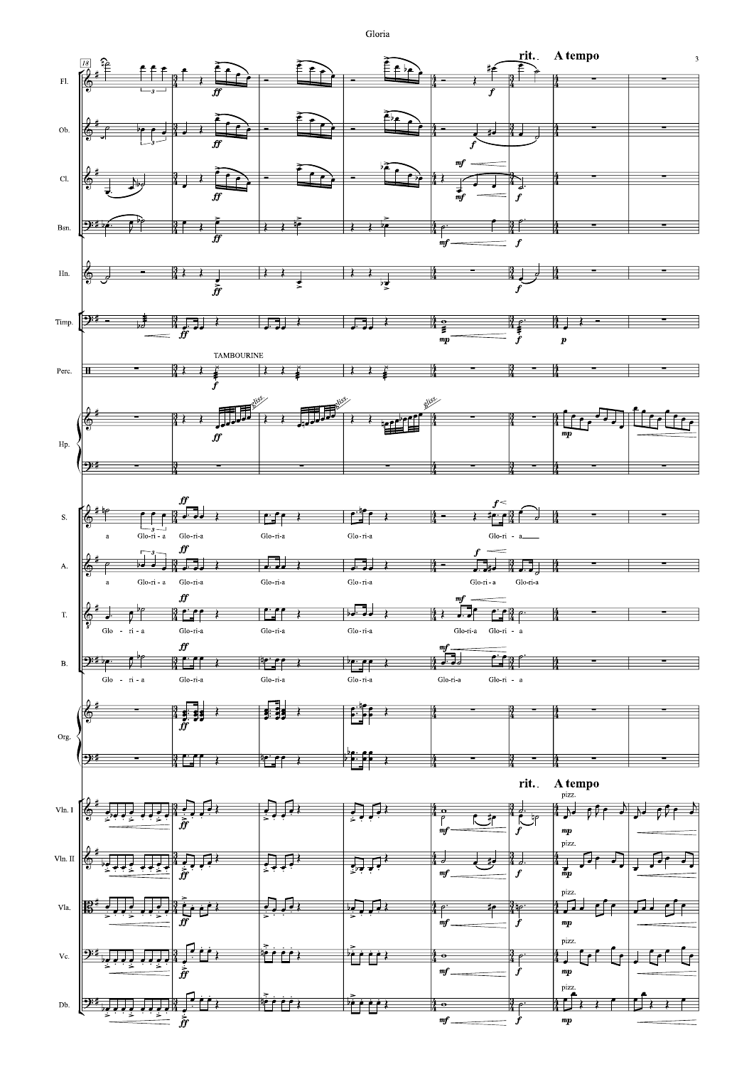Gloria

rit.. A tempo

TAMBOURINE

a Glo-ri - a Glo-ri-a Glo-ri-a Glo-ri-a Glo-ri - a

a Glo-ri - a Glo-ri-a Glo-ri-a Glo-ri-a Glo-ri - a Glo-ri-a

Glo - ri - a Glo-ri-a Glo-ri-a Glo-ri-a Glo-ri-a Glo-ri - a

Glo - ri - a Glo-ri-a Glo-ri-a Glo-ri-a Glo-ri-a Glo-ri - a

rit.. A tempo

pizz.